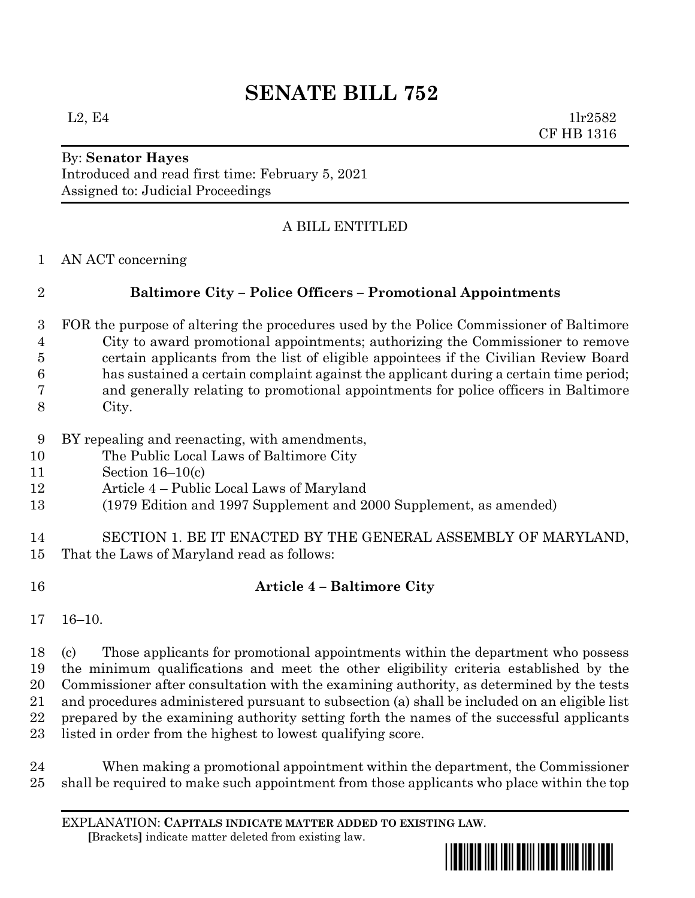# SENATE BILL 752

L2, E4 1lr2582
CF HB 1316

By: **Senator Hayes**
Introduced and read first time: February 5, 2021
Assigned to: Judicial Proceedings

A BILL ENTITLED

AN ACT concerning

**Baltimore City – Police Officers – Promotional Appointments**

FOR the purpose of altering the procedures used by the Police Commissioner of Baltimore City to award promotional appointments; authorizing the Commissioner to remove certain applicants from the list of eligible appointees if the Civilian Review Board has sustained a certain complaint against the applicant during a certain time period; and generally relating to promotional appointments for police officers in Baltimore City.

BY repealing and reenacting, with amendments,
The Public Local Laws of Baltimore City
Section 16–10(c)
Article 4 – Public Local Laws of Maryland
(1979 Edition and 1997 Supplement and 2000 Supplement, as amended)

SECTION 1. BE IT ENACTED BY THE GENERAL ASSEMBLY OF MARYLAND, That the Laws of Maryland read as follows:

**Article 4 – Baltimore City**

16–10.

(c) Those applicants for promotional appointments within the department who possess the minimum qualifications and meet the other eligibility criteria established by the Commissioner after consultation with the examining authority, as determined by the tests and procedures administered pursuant to subsection (a) shall be included on an eligible list prepared by the examining authority setting forth the names of the successful applicants listed in order from the highest to lowest qualifying score.

When making a promotional appointment within the department, the Commissioner shall be required to make such appointment from those applicants who place within the top

EXPLANATION: **CAPITALS INDICATE MATTER ADDED TO EXISTING LAW**.
[Brackets] indicate matter deleted from existing law.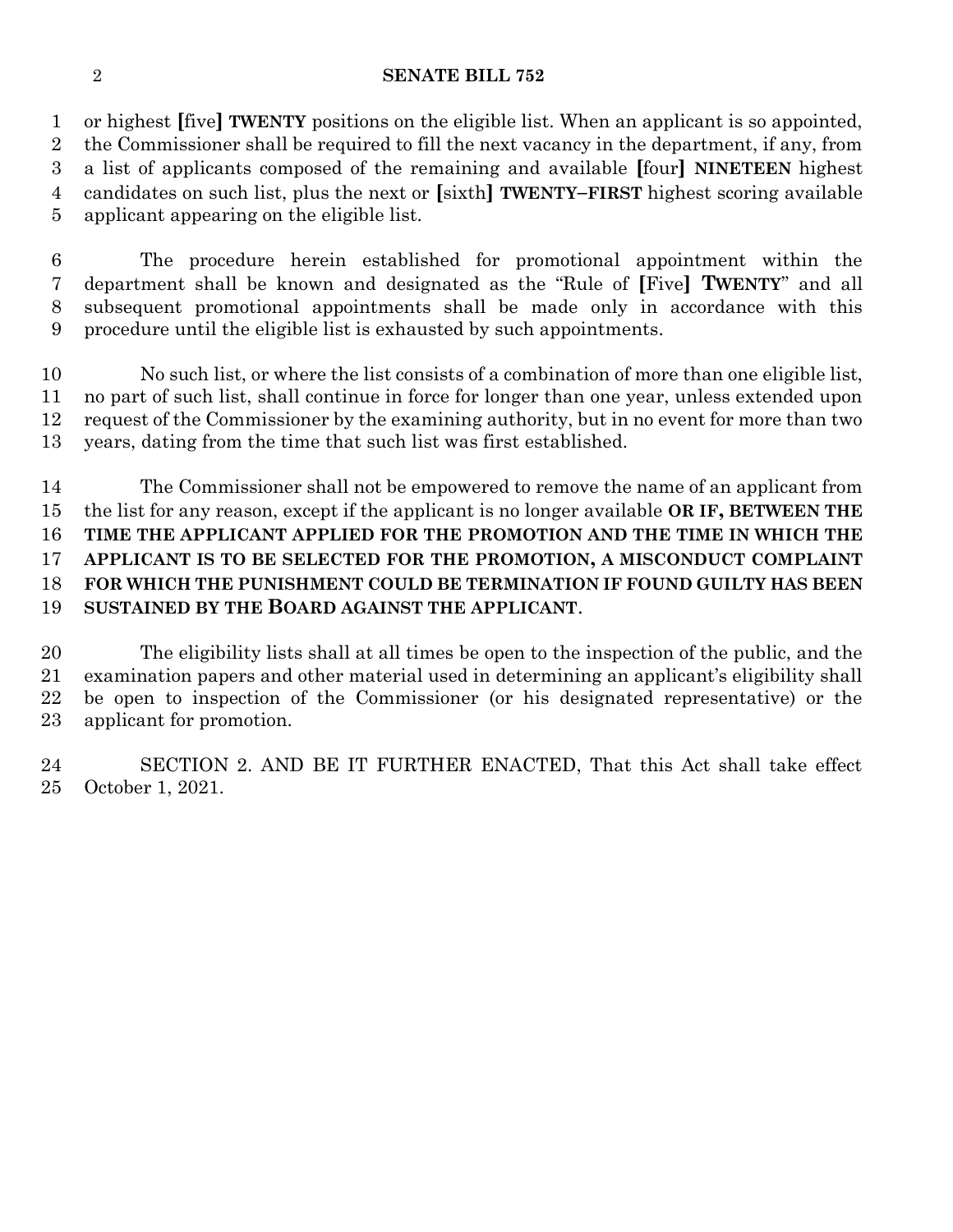or highest [five] **TWENTY** positions on the eligible list. When an applicant is so appointed, the Commissioner shall be required to fill the next vacancy in the department, if any, from a list of applicants composed of the remaining and available [four] **NINETEEN** highest candidates on such list, plus the next or [sixth] **TWENTY–FIRST** highest scoring available applicant appearing on the eligible list.

The procedure herein established for promotional appointment within the department shall be known and designated as the "Rule of [Five] **TWENTY**" and all subsequent promotional appointments shall be made only in accordance with this procedure until the eligible list is exhausted by such appointments.

No such list, or where the list consists of a combination of more than one eligible list, no part of such list, shall continue in force for longer than one year, unless extended upon request of the Commissioner by the examining authority, but in no event for more than two years, dating from the time that such list was first established.

The Commissioner shall not be empowered to remove the name of an applicant from the list for any reason, except if the applicant is no longer available **OR IF, BETWEEN THE TIME THE APPLICANT APPLIED FOR THE PROMOTION AND THE TIME IN WHICH THE APPLICANT IS TO BE SELECTED FOR THE PROMOTION, A MISCONDUCT COMPLAINT FOR WHICH THE PUNISHMENT COULD BE TERMINATION IF FOUND GUILTY HAS BEEN SUSTAINED BY THE BOARD AGAINST THE APPLICANT**.

The eligibility lists shall at all times be open to the inspection of the public, and the examination papers and other material used in determining an applicant's eligibility shall be open to inspection of the Commissioner (or his designated representative) or the applicant for promotion.

SECTION 2. AND BE IT FURTHER ENACTED, That this Act shall take effect October 1, 2021.